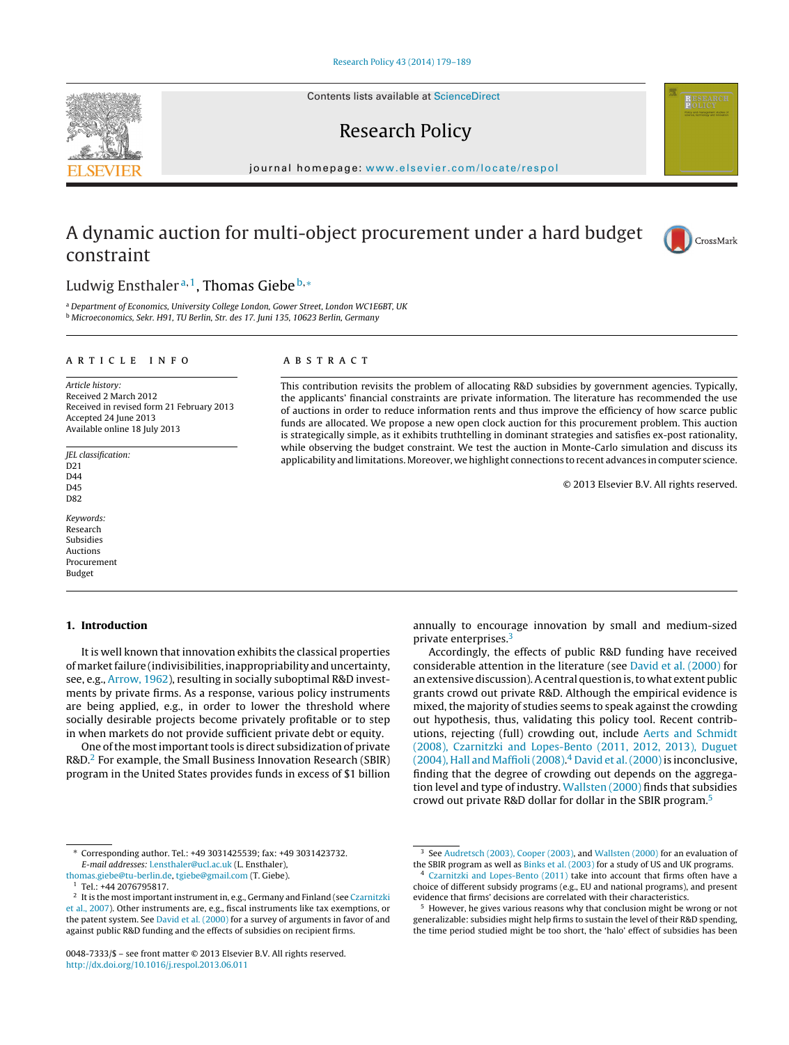# A dynamic auction for multi-object procurement under a hard budget constraint

Ludwig Ensthaler[a,1], Thomas Giebe[b,*]

[a] Department of Economics, University College London, Gower Street, London WC1E6BT, UK
[b] Microeconomics, Sekr. H91, TU Berlin, Str. des 17. Juni 135, 10623 Berlin, Germany

## ARTICLE INFO

*Article history:*
Received 2 March 2012
Received in revised form 21 February 2013
Accepted 24 June 2013
Available online 18 July 2013

*JEL classification:*
D21
D44
D45
D82

*Keywords:*
Research
Subsidies
Auctions
Procurement
Budget

## ABSTRACT

This contribution revisits the problem of allocating R&D subsidies by government agencies. Typically, the applicants' financial constraints are private information. The literature has recommended the use of auctions in order to reduce information rents and thus improve the efficiency of how scarce public funds are allocated. We propose a new open clock auction for this procurement problem. This auction is strategically simple, as it exhibits truthtelling in dominant strategies and satisfies ex-post rationality, while observing the budget constraint. We test the auction in Monte-Carlo simulation and discuss its applicability and limitations. Moreover, we highlight connections to recent advances in computer science.

© 2013 Elsevier B.V. All rights reserved.

## 1. Introduction

It is well known that innovation exhibits the classical properties of market failure (indivisibilities, inappropriability and uncertainty, see, e.g., Arrow, 1962), resulting in socially suboptimal R&D investments by private firms. As a response, various policy instruments are being applied, e.g., in order to lower the threshold where socially desirable projects become privately profitable or to step in when markets do not provide sufficient private debt or equity.

One of the most important tools is direct subsidization of private R&D.[2] For example, the Small Business Innovation Research (SBIR) program in the United States provides funds in excess of $1 billion annually to encourage innovation by small and medium-sized private enterprises.[3]

Accordingly, the effects of public R&D funding have received considerable attention in the literature (see David et al. (2000) for an extensive discussion). A central question is, to what extent public grants crowd out private R&D. Although the empirical evidence is mixed, the majority of studies seems to speak against the crowding out hypothesis, thus, validating this policy tool. Recent contributions, rejecting (full) crowding out, include Aerts and Schmidt (2008), Czarnitzki and Lopes-Bento (2011, 2012, 2013), Duguet (2004), Hall and Maffioli (2008).[4] David et al. (2000) is inconclusive, finding that the degree of crowding out depends on the aggregation level and type of industry. Wallsten (2000) finds that subsidies crowd out private R&D dollar for dollar in the SBIR program.[5]

---

* Corresponding author. Tel.: +49 3031425539; fax: +49 3031423732.
*E-mail addresses:* Lensthaler@ucl.ac.uk (L. Ensthaler), thomas.giebe@tu-berlin.de, tgiebe@gmail.com (T. Giebe).

[1] Tel.: +44 2076795817.

[2] It is the most important instrument in, e.g., Germany and Finland (see Czarnitzki et al., 2007). Other instruments are, e.g., fiscal instruments like tax exemptions, or the patent system. See David et al. (2000) for a survey of arguments in favor of and against public R&D funding and the effects of subsidies on recipient firms.

[3] See Audretsch (2003), Cooper (2003), and Wallsten (2000) for an evaluation of the SBIR program as well as Binks et al. (2003) for a study of US and UK programs.

[4] Czarnitzki and Lopes-Bento (2011) take into account that firms often have a choice of different subsidy programs (e.g., EU and national programs), and present evidence that firms' decisions are correlated with their characteristics.

[5] However, he gives various reasons why that conclusion might be wrong or not generalizable: subsidies might help firms to sustain the level of their R&D spending, the time period studied might be too short, the 'halo' effect of subsidies has been

0048-7333/$ – see front matter © 2013 Elsevier B.V. All rights reserved.
http://dx.doi.org/10.1016/j.respol.2013.06.011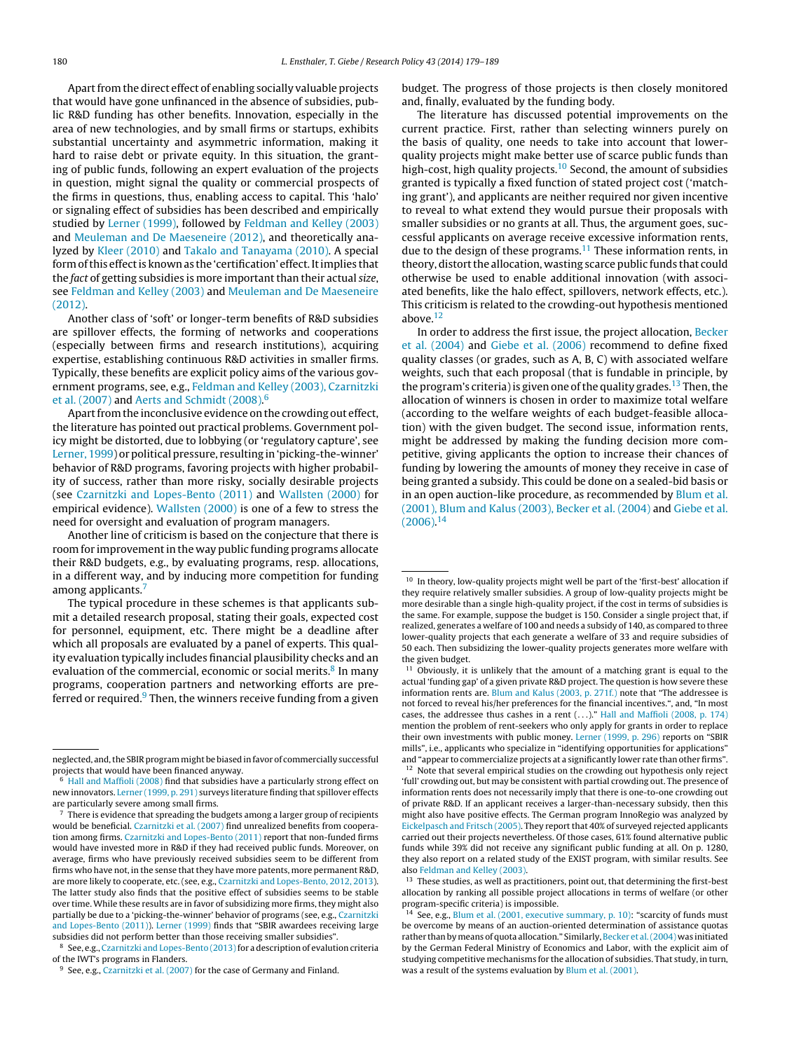Apart from the direct effect of enabling socially valuable projects that would have gone unfinanced in the absence of subsidies, public R&D funding has other benefits. Innovation, especially in the area of new technologies, and by small firms or startups, exhibits substantial uncertainty and asymmetric information, making it hard to raise debt or private equity. In this situation, the granting of public funds, following an expert evaluation of the projects in question, might signal the quality or commercial prospects of the firms in questions, thus, enabling access to capital. This 'halo' or signaling effect of subsidies has been described and empirically studied by Lerner (1999), followed by Feldman and Kelley (2003) and Meuleman and De Maeseneire (2012), and theoretically analyzed by Kleer (2010) and Takalo and Tanayama (2010). A special form of this effect is known as the 'certification' effect. It implies that the *fact* of getting subsidies is more important than their actual *size*, see Feldman and Kelley (2003) and Meuleman and De Maeseneire (2012).

Another class of 'soft' or longer-term benefits of R&D subsidies are spillover effects, the forming of networks and cooperations (especially between firms and research institutions), acquiring expertise, establishing continuous R&D activities in smaller firms. Typically, these benefits are explicit policy aims of the various government programs, see, e.g., Feldman and Kelley (2003), Czarnitzki et al. (2007) and Aerts and Schmidt (2008).[6]

Apart from the inconclusive evidence on the crowding out effect, the literature has pointed out practical problems. Government policy might be distorted, due to lobbying (or 'regulatory capture', see Lerner, 1999) or political pressure, resulting in 'picking-the-winner' behavior of R&D programs, favoring projects with higher probability of success, rather than more risky, socially desirable projects (see Czarnitzki and Lopes-Bento (2011) and Wallsten (2000) for empirical evidence). Wallsten (2000) is one of a few to stress the need for oversight and evaluation of program managers.

Another line of criticism is based on the conjecture that there is room for improvement in the way public funding programs allocate their R&D budgets, e.g., by evaluating programs, resp. allocations, in a different way, and by inducing more competition for funding among applicants.[7]

The typical procedure in these schemes is that applicants submit a detailed research proposal, stating their goals, expected cost for personnel, equipment, etc. There might be a deadline after which all proposals are evaluated by a panel of experts. This quality evaluation typically includes financial plausibility checks and an evaluation of the commercial, economic or social merits.[8] In many programs, cooperation partners and networking efforts are preferred or required.[9] Then, the winners receive funding from a given budget. The progress of those projects is then closely monitored and, finally, evaluated by the funding body.

The literature has discussed potential improvements on the current practice. First, rather than selecting winners purely on the basis of quality, one needs to take into account that lower-quality projects might make better use of scarce public funds than high-cost, high quality projects.[10] Second, the amount of subsidies granted is typically a fixed function of stated project cost ('matching grant'), and applicants are neither required nor given incentive to reveal to what extend they would pursue their proposals with smaller subsidies or no grants at all. Thus, the argument goes, successful applicants on average receive excessive information rents, due to the design of these programs.[11] These information rents, in theory, distort the allocation, wasting scarce public funds that could otherwise be used to enable additional innovation (with associated benefits, like the halo effect, spillovers, network effects, etc.). This criticism is related to the crowding-out hypothesis mentioned above.[12]

In order to address the first issue, the project allocation, Becker et al. (2004) and Giebe et al. (2006) recommend to define fixed quality classes (or grades, such as A, B, C) with associated welfare weights, such that each proposal (that is fundable in principle, by the program's criteria) is given one of the quality grades.[13] Then, the allocation of winners is chosen in order to maximize total welfare (according to the welfare weights of each budget-feasible allocation) with the given budget. The second issue, information rents, might be addressed by making the funding decision more competitive, giving applicants the option to increase their chances of funding by lowering the amounts of money they receive in case of being granted a subsidy. This could be done on a sealed-bid basis or in an open auction-like procedure, as recommended by Blum et al. (2001), Blum and Kalus (2003), Becker et al. (2004) and Giebe et al. (2006).[14]

---

neglected, and, the SBIR program might be biased in favor of commercially successful projects that would have been financed anyway.

[6] Hall and Maffioli (2008) find that subsidies have a particularly strong effect on new innovators. Lerner (1999, p. 291) surveys literature finding that spillover effects are particularly severe among small firms.

[7] There is evidence that spreading the budgets among a larger group of recipients would be beneficial. Czarnitzki et al. (2007) find unrealized benefits from cooperation among firms. Czarnitzki and Lopes-Bento (2011) report that non-funded firms would have invested more in R&D if they had received public funds. Moreover, on average, firms who have previously received subsidies seem to be different from firms who have not, in the sense that they have more patents, more permanent R&D, are more likely to cooperate, etc. (see, e.g., Czarnitzki and Lopes-Bento, 2012, 2013). The latter study also finds that the positive effect of subsidies seems to be stable over time. While these results are in favor of subsidizing more firms, they might also partially be due to a 'picking-the-winner' behavior of programs (see, e.g., Czarnitzki and Lopes-Bento (2011)). Lerner (1999) finds that "SBIR awardees receiving large subsidies did not perform better than those receiving smaller subsidies".

[8] See, e.g., Czarnitzki and Lopes-Bento (2013) for a description of evalution criteria of the IWT's programs in Flanders.

[9] See, e.g., Czarnitzki et al. (2007) for the case of Germany and Finland.

[10] In theory, low-quality projects might well be part of the 'first-best' allocation if they require relatively smaller subsidies. A group of low-quality projects might be more desirable than a single high-quality project, if the cost in terms of subsidies is the same. For example, suppose the budget is 150. Consider a single project that, if realized, generates a welfare of 100 and needs a subsidy of 140, as compared to three lower-quality projects that each generate a welfare of 33 and require subsidies of 50 each. Then subsidizing the lower-quality projects generates more welfare with the given budget.

[11] Obviously, it is unlikely that the amount of a matching grant is equal to the actual 'funding gap' of a given private R&D project. The question is how severe these information rents are. Blum and Kalus (2003, p. 271f.) note that "The addressee is not forced to reveal his/her preferences for the financial incentives.", and, "In most cases, the addressee thus cashes in a rent (...)." Hall and Maffioli (2008, p. 174) mention the problem of rent-seekers who only apply for grants in order to replace their own investments with public money. Lerner (1999, p. 296) reports on "SBIR mills", i.e., applicants who specialize in "identifying opportunities for applications" and "appear to commercialize projects at a significantly lower rate than other firms".

[12] Note that several empirical studies on the crowding out hypothesis only reject 'full' crowding out, but may be consistent with partial crowding out. The presence of information rents does not necessarily imply that there is one-to-one crowding out of private R&D. If an applicant receives a larger-than-necessary subsidy, then this might also have positive effects. The German program InnoRegio was analyzed by Eickelpasch and Fritsch (2005). They report that 40% of surveyed rejected applicants carried out their projects nevertheless. Of those cases, 61% found alternative public funds while 39% did not receive any significant public funding at all. On p. 1280, they also report on a related study of the EXIST program, with similar results. See also Feldman and Kelley (2003).

[13] These studies, as well as practitioners, point out, that determining the first-best allocation by ranking all possible project allocations in terms of welfare (or other program-specific criteria) is impossible.

[14] See, e.g., Blum et al. (2001, executive summary, p. 10): "scarcity of funds must be overcome by means of an auction-oriented determination of assistance quotas rather than by means of quota allocation." Similarly, Becker et al. (2004) was initiated by the German Federal Ministry of Economics and Labor, with the explicit aim of studying competitive mechanisms for the allocation of subsidies. That study, in turn, was a result of the systems evaluation by Blum et al. (2001).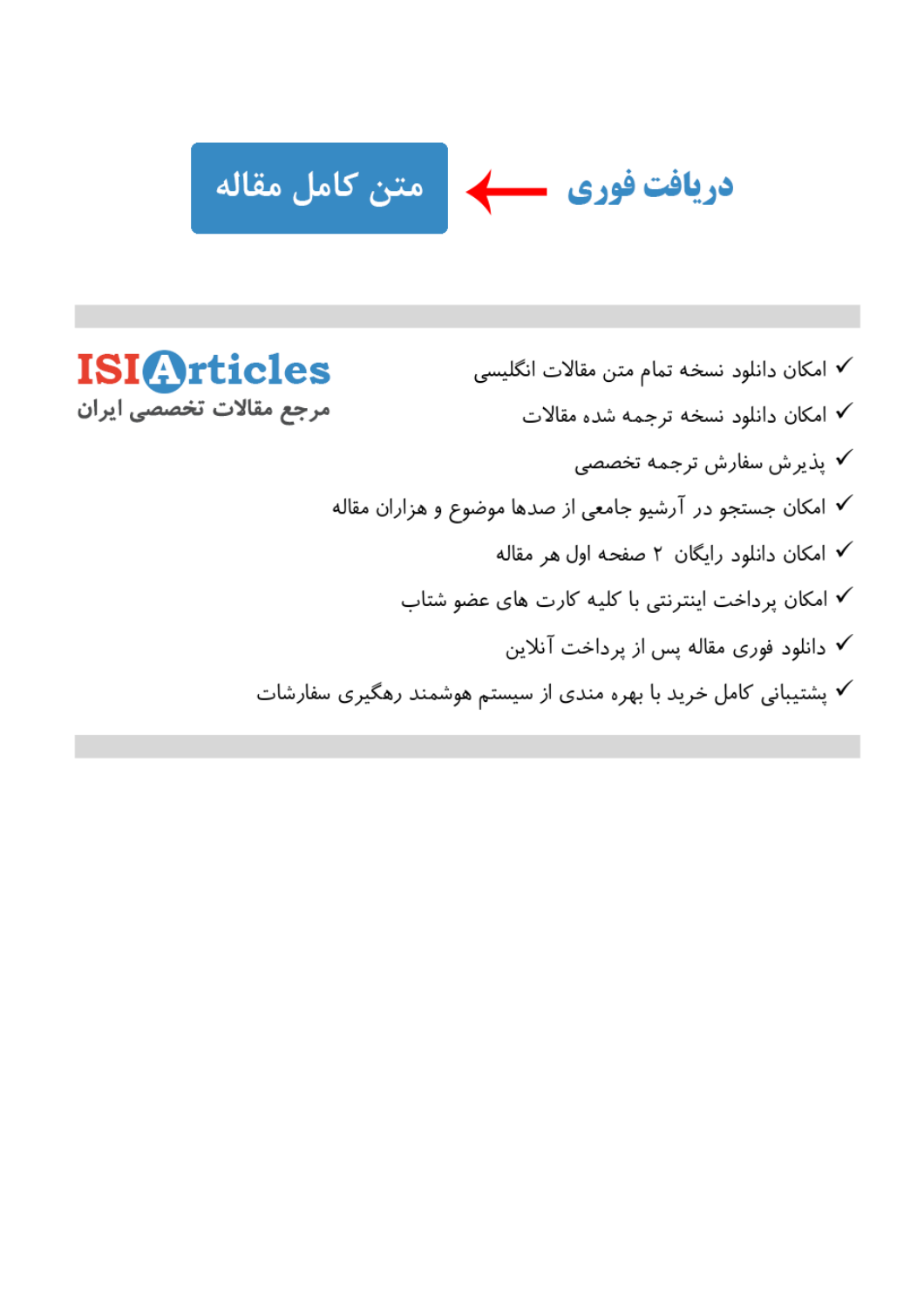**متن کامل مقاله** ← **دریافت فوری**

---

**ISIArticles**
مرجع مقالات تخصصی ایران

- ✓ امکان دانلود نسخه تمام متن مقالات انگلیسی
- ✓ امکان دانلود نسخه ترجمه شده مقالات
- ✓ پذیرش سفارش ترجمه تخصصی
- ✓ امکان جستجو در آرشیو جامعی از صدها موضوع و هزاران مقاله
- ✓ امکان دانلود رایگان ۲ صفحه اول هر مقاله
- ✓ امکان پرداخت اینترنتی با کلیه کارت های عضو شتاب
- ✓ دانلود فوری مقاله پس از پرداخت آنلاین
- ✓ پشتیبانی کامل خرید با بهره مندی از سیستم هوشمند رهگیری سفارشات

---